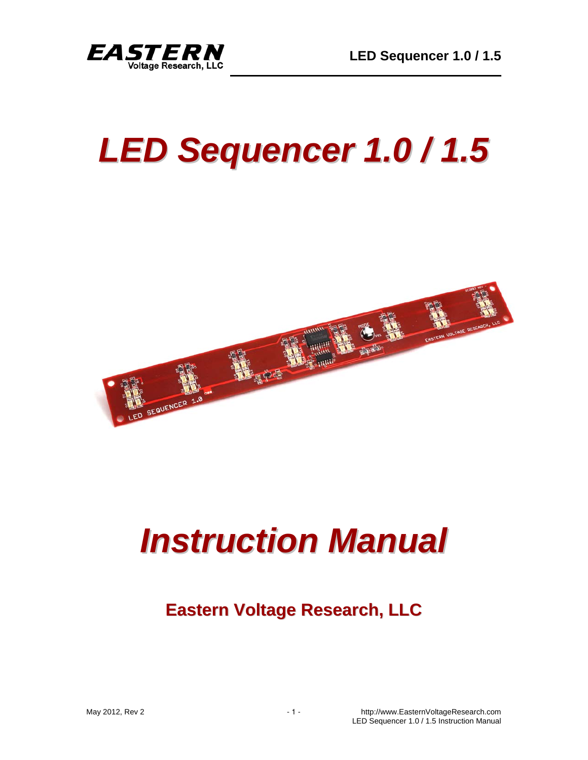# LED Sequencer 1.0 / 1.5

# Instruction Manual

## Eastern Voltage Research, LLC

May 2012, Rev 2

http://www.EasternVoltageResearch.com
LED Sequencer 1.0 / 1.5 Instruction Manual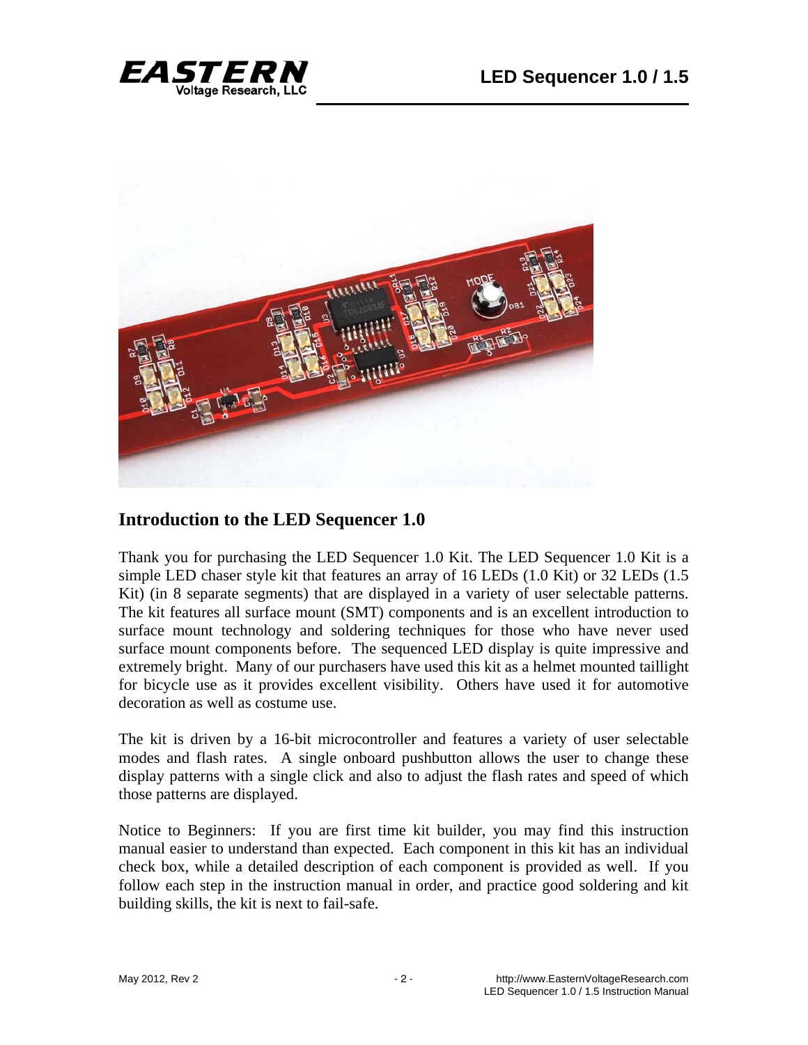## Introduction to the LED Sequencer 1.0

Thank you for purchasing the LED Sequencer 1.0 Kit. The LED Sequencer 1.0 Kit is a simple LED chaser style kit that features an array of 16 LEDs (1.0 Kit) or 32 LEDs (1.5 Kit) (in 8 separate segments) that are displayed in a variety of user selectable patterns. The kit features all surface mount (SMT) components and is an excellent introduction to surface mount technology and soldering techniques for those who have never used surface mount components before. The sequenced LED display is quite impressive and extremely bright. Many of our purchasers have used this kit as a helmet mounted taillight for bicycle use as it provides excellent visibility. Others have used it for automotive decoration as well as costume use.

The kit is driven by a 16-bit microcontroller and features a variety of user selectable modes and flash rates. A single onboard pushbutton allows the user to change these display patterns with a single click and also to adjust the flash rates and speed of which those patterns are displayed.

Notice to Beginners: If you are first time kit builder, you may find this instruction manual easier to understand than expected. Each component in this kit has an individual check box, while a detailed description of each component is provided as well. If you follow each step in the instruction manual in order, and practice good soldering and kit building skills, the kit is next to fail-safe.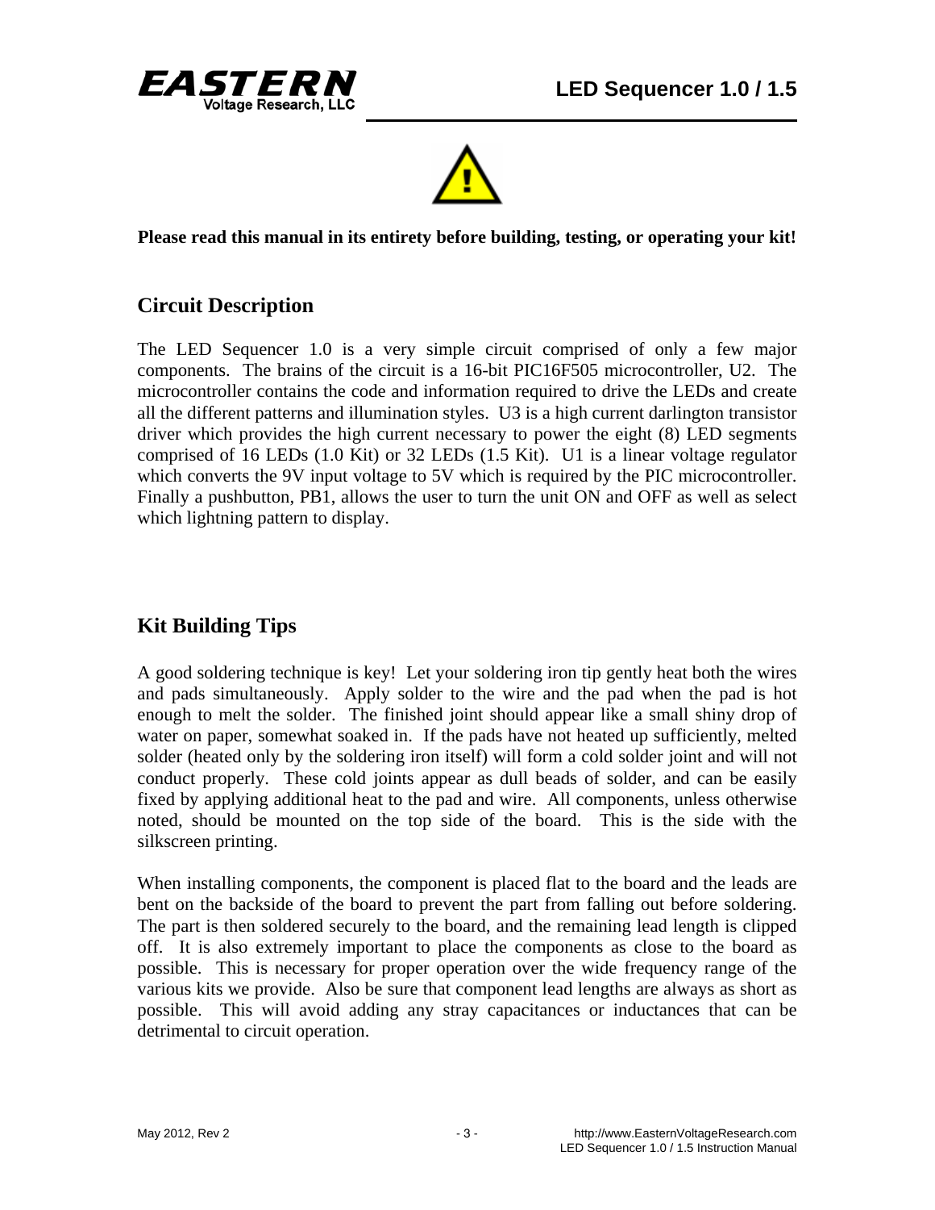**Please read this manual in its entirety before building, testing, or operating your kit!**

## Circuit Description

The LED Sequencer 1.0 is a very simple circuit comprised of only a few major components. The brains of the circuit is a 16-bit PIC16F505 microcontroller, U2. The microcontroller contains the code and information required to drive the LEDs and create all the different patterns and illumination styles. U3 is a high current darlington transistor driver which provides the high current necessary to power the eight (8) LED segments comprised of 16 LEDs (1.0 Kit) or 32 LEDs (1.5 Kit). U1 is a linear voltage regulator which converts the 9V input voltage to 5V which is required by the PIC microcontroller. Finally a pushbutton, PB1, allows the user to turn the unit ON and OFF as well as select which lightning pattern to display.

## Kit Building Tips

A good soldering technique is key! Let your soldering iron tip gently heat both the wires and pads simultaneously. Apply solder to the wire and the pad when the pad is hot enough to melt the solder. The finished joint should appear like a small shiny drop of water on paper, somewhat soaked in. If the pads have not heated up sufficiently, melted solder (heated only by the soldering iron itself) will form a cold solder joint and will not conduct properly. These cold joints appear as dull beads of solder, and can be easily fixed by applying additional heat to the pad and wire. All components, unless otherwise noted, should be mounted on the top side of the board. This is the side with the silkscreen printing.

When installing components, the component is placed flat to the board and the leads are bent on the backside of the board to prevent the part from falling out before soldering. The part is then soldered securely to the board, and the remaining lead length is clipped off. It is also extremely important to place the components as close to the board as possible. This is necessary for proper operation over the wide frequency range of the various kits we provide. Also be sure that component lead lengths are always as short as possible. This will avoid adding any stray capacitances or inductances that can be detrimental to circuit operation.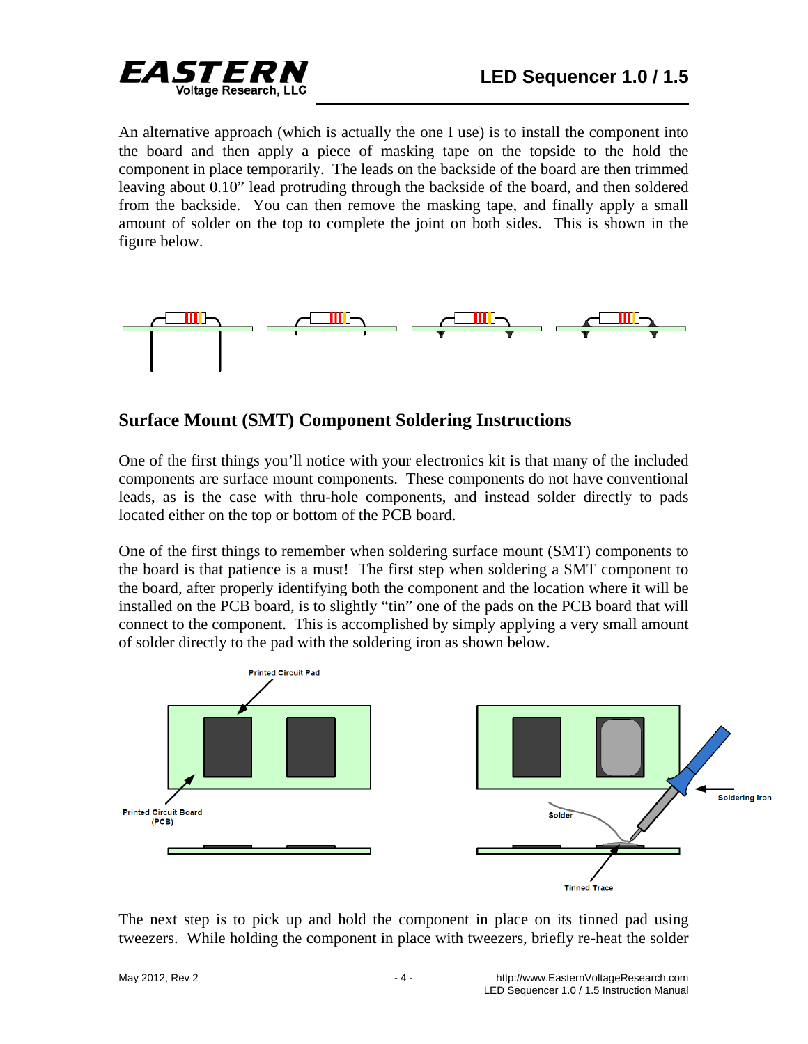An alternative approach (which is actually the one I use) is to install the component into the board and then apply a piece of masking tape on the topside to the hold the component in place temporarily. The leads on the backside of the board are then trimmed leaving about 0.10" lead protruding through the backside of the board, and then soldered from the backside. You can then remove the masking tape, and finally apply a small amount of solder on the top to complete the joint on both sides. This is shown in the figure below.

## Surface Mount (SMT) Component Soldering Instructions

One of the first things you'll notice with your electronics kit is that many of the included components are surface mount components. These components do not have conventional leads, as is the case with thru-hole components, and instead solder directly to pads located either on the top or bottom of the PCB board.

One of the first things to remember when soldering surface mount (SMT) components to the board is that patience is a must! The first step when soldering a SMT component to the board, after properly identifying both the component and the location where it will be installed on the PCB board, is to slightly "tin" one of the pads on the PCB board that will connect to the component. This is accomplished by simply applying a very small amount of solder directly to the pad with the soldering iron as shown below.

The next step is to pick up and hold the component in place on its tinned pad using tweezers. While holding the component in place with tweezers, briefly re-heat the solder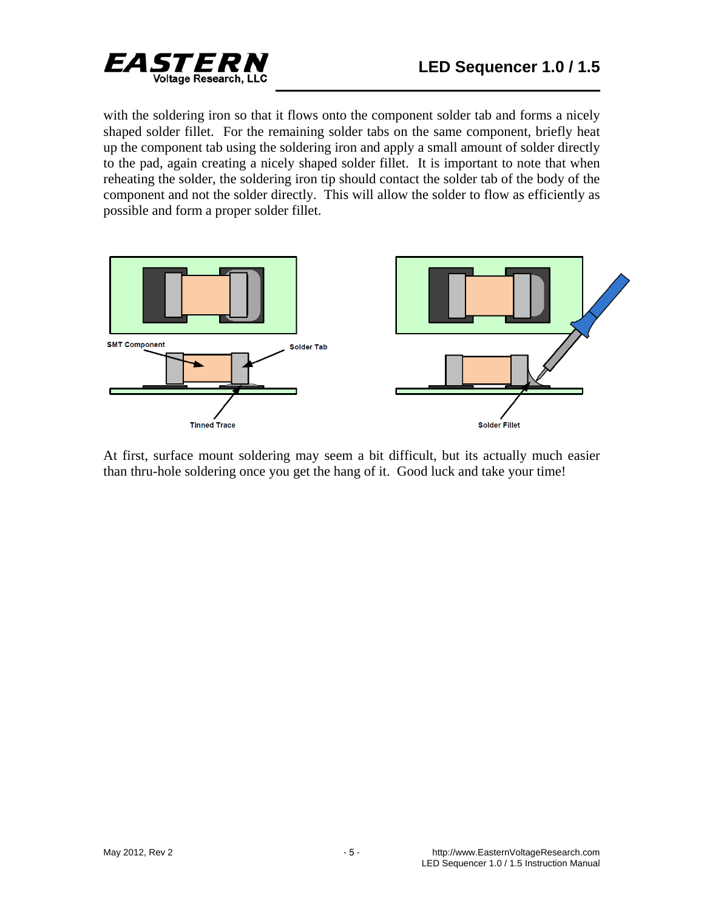with the soldering iron so that it flows onto the component solder tab and forms a nicely shaped solder fillet. For the remaining solder tabs on the same component, briefly heat up the component tab using the soldering iron and apply a small amount of solder directly to the pad, again creating a nicely shaped solder fillet. It is important to note that when reheating the solder, the soldering iron tip should contact the solder tab of the body of the component and not the solder directly. This will allow the solder to flow as efficiently as possible and form a proper solder fillet.

SMT Component

Solder Tab

Tinned Trace

Solder Fillet

At first, surface mount soldering may seem a bit difficult, but its actually much easier than thru-hole soldering once you get the hang of it. Good luck and take your time!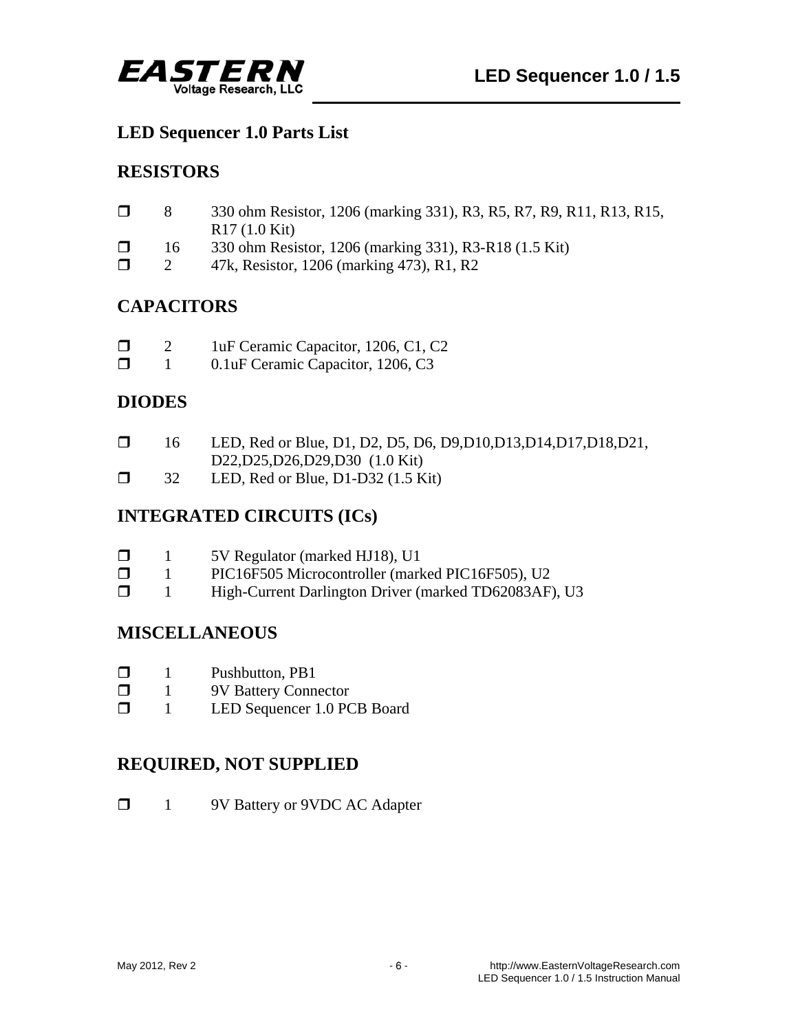## LED Sequencer 1.0 Parts List

### RESISTORS

- ❐ 8 330 ohm Resistor, 1206 (marking 331), R3, R5, R7, R9, R11, R13, R15, R17 (1.0 Kit)
- ❐ 16 330 ohm Resistor, 1206 (marking 331), R3-R18 (1.5 Kit)
- ❐ 2 47k, Resistor, 1206 (marking 473), R1, R2

### CAPACITORS

- ❐ 2 1uF Ceramic Capacitor, 1206, C1, C2
- ❐ 1 0.1uF Ceramic Capacitor, 1206, C3

### DIODES

- ❐ 16 LED, Red or Blue, D1, D2, D5, D6, D9,D10,D13,D14,D17,D18,D21, D22,D25,D26,D29,D30 (1.0 Kit)
- ❐ 32 LED, Red or Blue, D1-D32 (1.5 Kit)

### INTEGRATED CIRCUITS (ICs)

- ❐ 1 5V Regulator (marked HJ18), U1
- ❐ 1 PIC16F505 Microcontroller (marked PIC16F505), U2
- ❐ 1 High-Current Darlington Driver (marked TD62083AF), U3

### MISCELLANEOUS

- ❐ 1 Pushbutton, PB1
- ❐ 1 9V Battery Connector
- ❐ 1 LED Sequencer 1.0 PCB Board

### REQUIRED, NOT SUPPLIED

- ❐ 1 9V Battery or 9VDC AC Adapter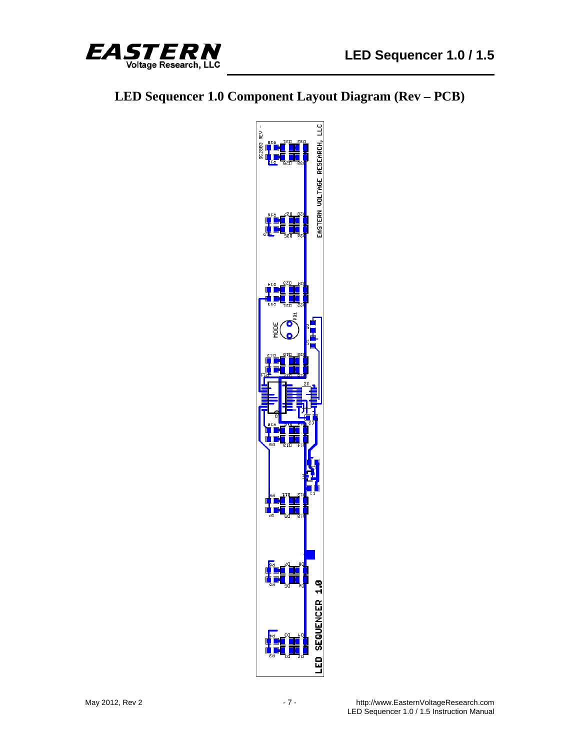## LED Sequencer 1.0 Component Layout Diagram (Rev – PCB)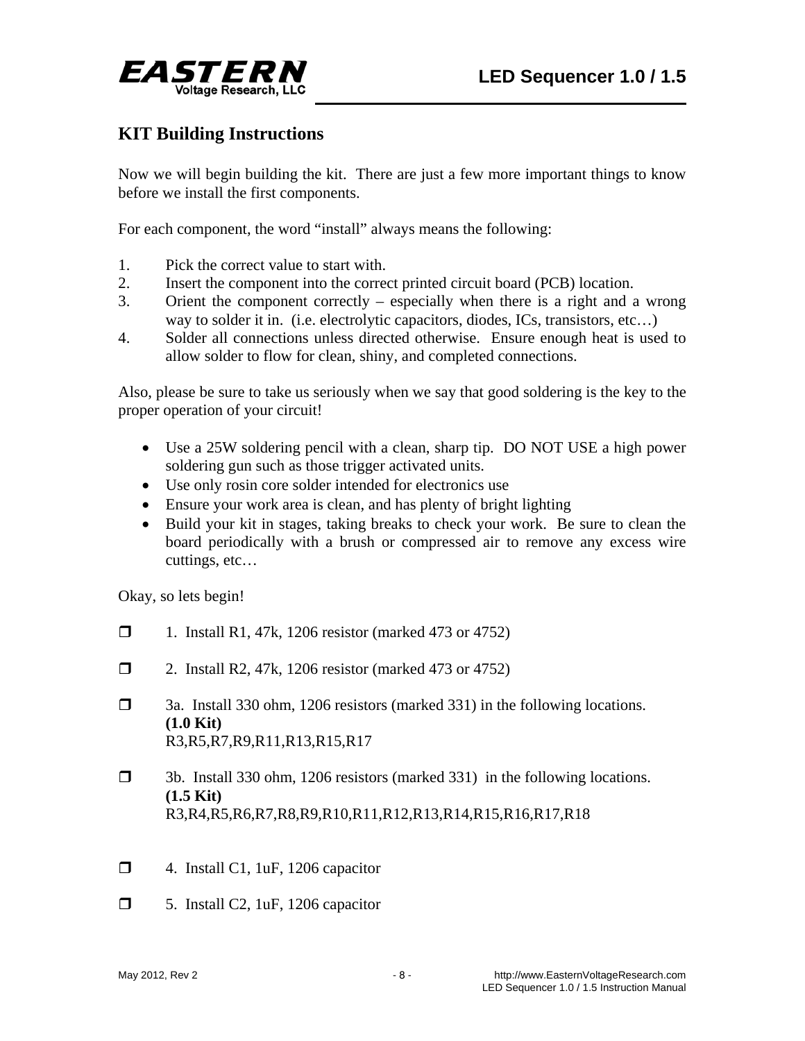## KIT Building Instructions

Now we will begin building the kit. There are just a few more important things to know before we install the first components.

For each component, the word "install" always means the following:

1. Pick the correct value to start with.
2. Insert the component into the correct printed circuit board (PCB) location.
3. Orient the component correctly – especially when there is a right and a wrong way to solder it in. (i.e. electrolytic capacitors, diodes, ICs, transistors, etc…)
4. Solder all connections unless directed otherwise. Ensure enough heat is used to allow solder to flow for clean, shiny, and completed connections.

Also, please be sure to take us seriously when we say that good soldering is the key to the proper operation of your circuit!

- Use a 25W soldering pencil with a clean, sharp tip. DO NOT USE a high power soldering gun such as those trigger activated units.
- Use only rosin core solder intended for electronics use
- Ensure your work area is clean, and has plenty of bright lighting
- Build your kit in stages, taking breaks to check your work. Be sure to clean the board periodically with a brush or compressed air to remove any excess wire cuttings, etc…

Okay, so lets begin!

- [ ] 1. Install R1, 47k, 1206 resistor (marked 473 or 4752)

- [ ] 2. Install R2, 47k, 1206 resistor (marked 473 or 4752)

- [ ] 3a. Install 330 ohm, 1206 resistors (marked 331) in the following locations.
  **(1.0 Kit)**
  R3,R5,R7,R9,R11,R13,R15,R17

- [ ] 3b. Install 330 ohm, 1206 resistors (marked 331) in the following locations.
  **(1.5 Kit)**
  R3,R4,R5,R6,R7,R8,R9,R10,R11,R12,R13,R14,R15,R16,R17,R18

- [ ] 4. Install C1, 1uF, 1206 capacitor

- [ ] 5. Install C2, 1uF, 1206 capacitor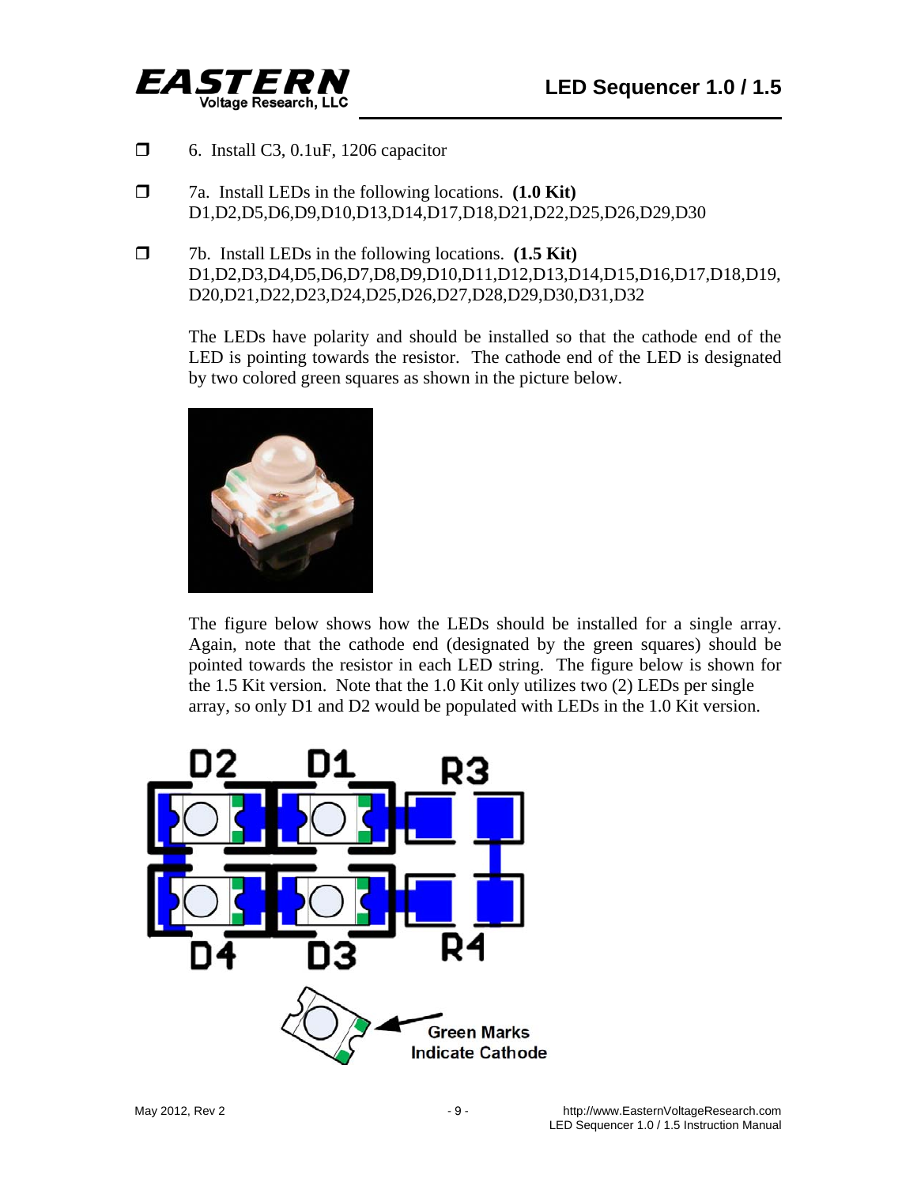- ☐ 6. Install C3, 0.1uF, 1206 capacitor

- ☐ 7a. Install LEDs in the following locations. **(1.0 Kit)**
D1,D2,D5,D6,D9,D10,D13,D14,D17,D18,D21,D22,D25,D26,D29,D30

- ☐ 7b. Install LEDs in the following locations. **(1.5 Kit)**
D1,D2,D3,D4,D5,D6,D7,D8,D9,D10,D11,D12,D13,D14,D15,D16,D17,D18,D19,D20,D21,D22,D23,D24,D25,D26,D27,D28,D29,D30,D31,D32

The LEDs have polarity and should be installed so that the cathode end of the LED is pointing towards the resistor. The cathode end of the LED is designated by two colored green squares as shown in the picture below.

The figure below shows how the LEDs should be installed for a single array. Again, note that the cathode end (designated by the green squares) should be pointed towards the resistor in each LED string. The figure below is shown for the 1.5 Kit version. Note that the 1.0 Kit only utilizes two (2) LEDs per single array, so only D1 and D2 would be populated with LEDs in the 1.0 Kit version.

D2 D1 R3

D4 D3 R4

Green Marks Indicate Cathode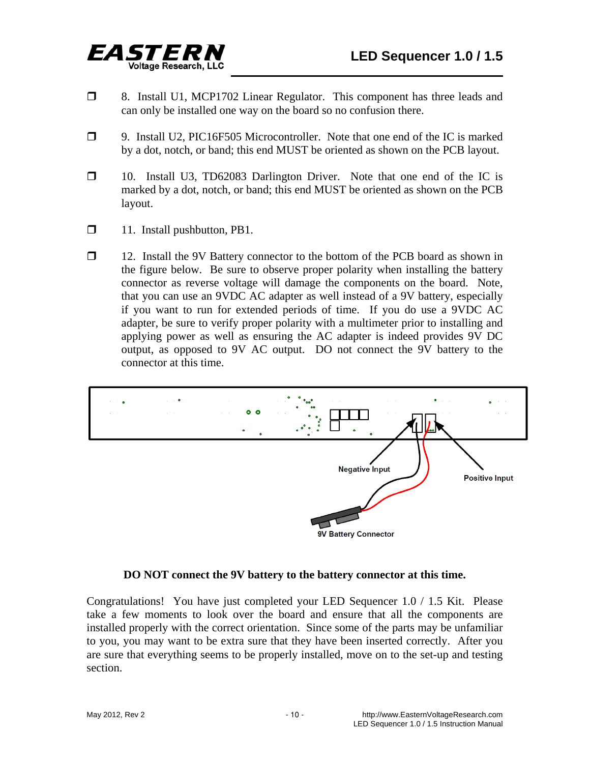- ❒ 8. Install U1, MCP1702 Linear Regulator. This component has three leads and can only be installed one way on the board so no confusion there.

- ❒ 9. Install U2, PIC16F505 Microcontroller. Note that one end of the IC is marked by a dot, notch, or band; this end MUST be oriented as shown on the PCB layout.

- ❒ 10. Install U3, TD62083 Darlington Driver. Note that one end of the IC is marked by a dot, notch, or band; this end MUST be oriented as shown on the PCB layout.

- ❒ 11. Install pushbutton, PB1.

- ❒ 12. Install the 9V Battery connector to the bottom of the PCB board as shown in the figure below. Be sure to observe proper polarity when installing the battery connector as reverse voltage will damage the components on the board. Note, that you can use an 9VDC AC adapter as well instead of a 9V battery, especially if you want to run for extended periods of time. If you do use a 9VDC AC adapter, be sure to verify proper polarity with a multimeter prior to installing and applying power as well as ensuring the AC adapter is indeed provides 9V DC output, as opposed to 9V AC output. DO not connect the 9V battery to the connector at this time.

Negative Input

Positive Input

9V Battery Connector

**DO NOT connect the 9V battery to the battery connector at this time.**

Congratulations! You have just completed your LED Sequencer 1.0 / 1.5 Kit. Please take a few moments to look over the board and ensure that all the components are installed properly with the correct orientation. Since some of the parts may be unfamiliar to you, you may want to be extra sure that they have been inserted correctly. After you are sure that everything seems to be properly installed, move on to the set-up and testing section.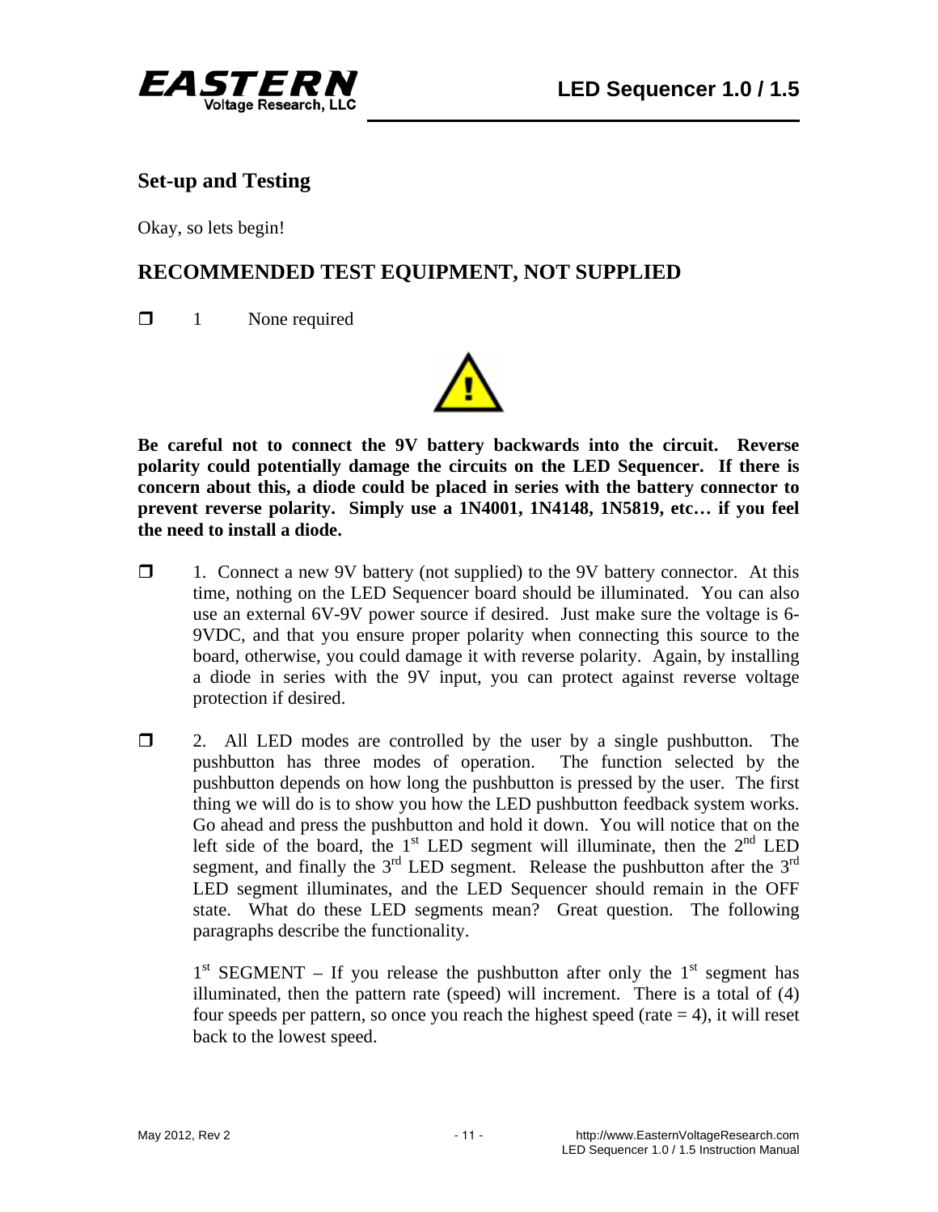## Set-up and Testing

Okay, so lets begin!

## RECOMMENDED TEST EQUIPMENT, NOT SUPPLIED

❐ 1 None required

**Be careful not to connect the 9V battery backwards into the circuit. Reverse polarity could potentially damage the circuits on the LED Sequencer. If there is concern about this, a diode could be placed in series with the battery connector to prevent reverse polarity. Simply use a 1N4001, 1N4148, 1N5819, etc… if you feel the need to install a diode.**

❐ 1. Connect a new 9V battery (not supplied) to the 9V battery connector. At this time, nothing on the LED Sequencer board should be illuminated. You can also use an external 6V-9V power source if desired. Just make sure the voltage is 6-9VDC, and that you ensure proper polarity when connecting this source to the board, otherwise, you could damage it with reverse polarity. Again, by installing a diode in series with the 9V input, you can protect against reverse voltage protection if desired.

❐ 2. All LED modes are controlled by the user by a single pushbutton. The pushbutton has three modes of operation. The function selected by the pushbutton depends on how long the pushbutton is pressed by the user. The first thing we will do is to show you how the LED pushbutton feedback system works. Go ahead and press the pushbutton and hold it down. You will notice that on the left side of the board, the 1st LED segment will illuminate, then the 2nd LED segment, and finally the 3rd LED segment. Release the pushbutton after the 3rd LED segment illuminates, and the LED Sequencer should remain in the OFF state. What do these LED segments mean? Great question. The following paragraphs describe the functionality.

1st SEGMENT – If you release the pushbutton after only the 1st segment has illuminated, then the pattern rate (speed) will increment. There is a total of (4) four speeds per pattern, so once you reach the highest speed (rate = 4), it will reset back to the lowest speed.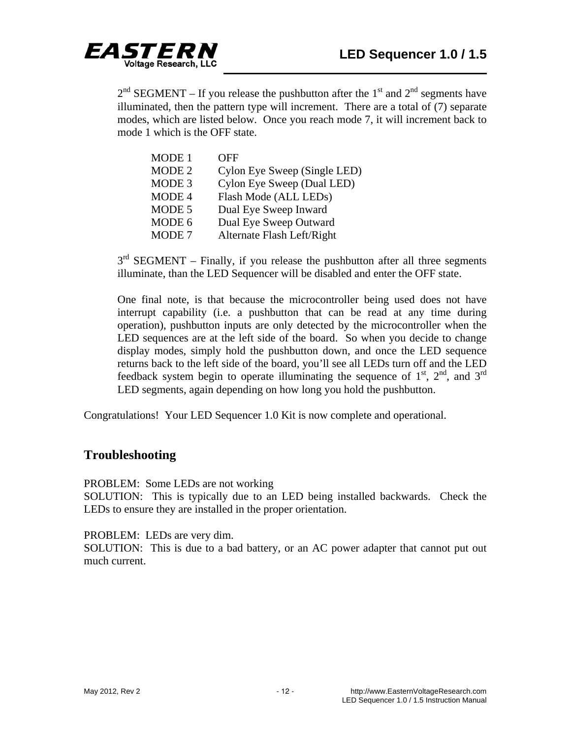2nd SEGMENT – If you release the pushbutton after the 1st and 2nd segments have illuminated, then the pattern type will increment. There are a total of (7) separate modes, which are listed below. Once you reach mode 7, it will increment back to mode 1 which is the OFF state.

| | |
|---|---|
| MODE 1 | OFF |
| MODE 2 | Cylon Eye Sweep (Single LED) |
| MODE 3 | Cylon Eye Sweep (Dual LED) |
| MODE 4 | Flash Mode (ALL LEDs) |
| MODE 5 | Dual Eye Sweep Inward |
| MODE 6 | Dual Eye Sweep Outward |
| MODE 7 | Alternate Flash Left/Right |

3rd SEGMENT – Finally, if you release the pushbutton after all three segments illuminate, than the LED Sequencer will be disabled and enter the OFF state.

One final note, is that because the microcontroller being used does not have interrupt capability (i.e. a pushbutton that can be read at any time during operation), pushbutton inputs are only detected by the microcontroller when the LED sequences are at the left side of the board. So when you decide to change display modes, simply hold the pushbutton down, and once the LED sequence returns back to the left side of the board, you'll see all LEDs turn off and the LED feedback system begin to operate illuminating the sequence of 1st, 2nd, and 3rd LED segments, again depending on how long you hold the pushbutton.

Congratulations! Your LED Sequencer 1.0 Kit is now complete and operational.

## Troubleshooting

PROBLEM: Some LEDs are not working
SOLUTION: This is typically due to an LED being installed backwards. Check the LEDs to ensure they are installed in the proper orientation.

PROBLEM: LEDs are very dim.
SOLUTION: This is due to a bad battery, or an AC power adapter that cannot put out much current.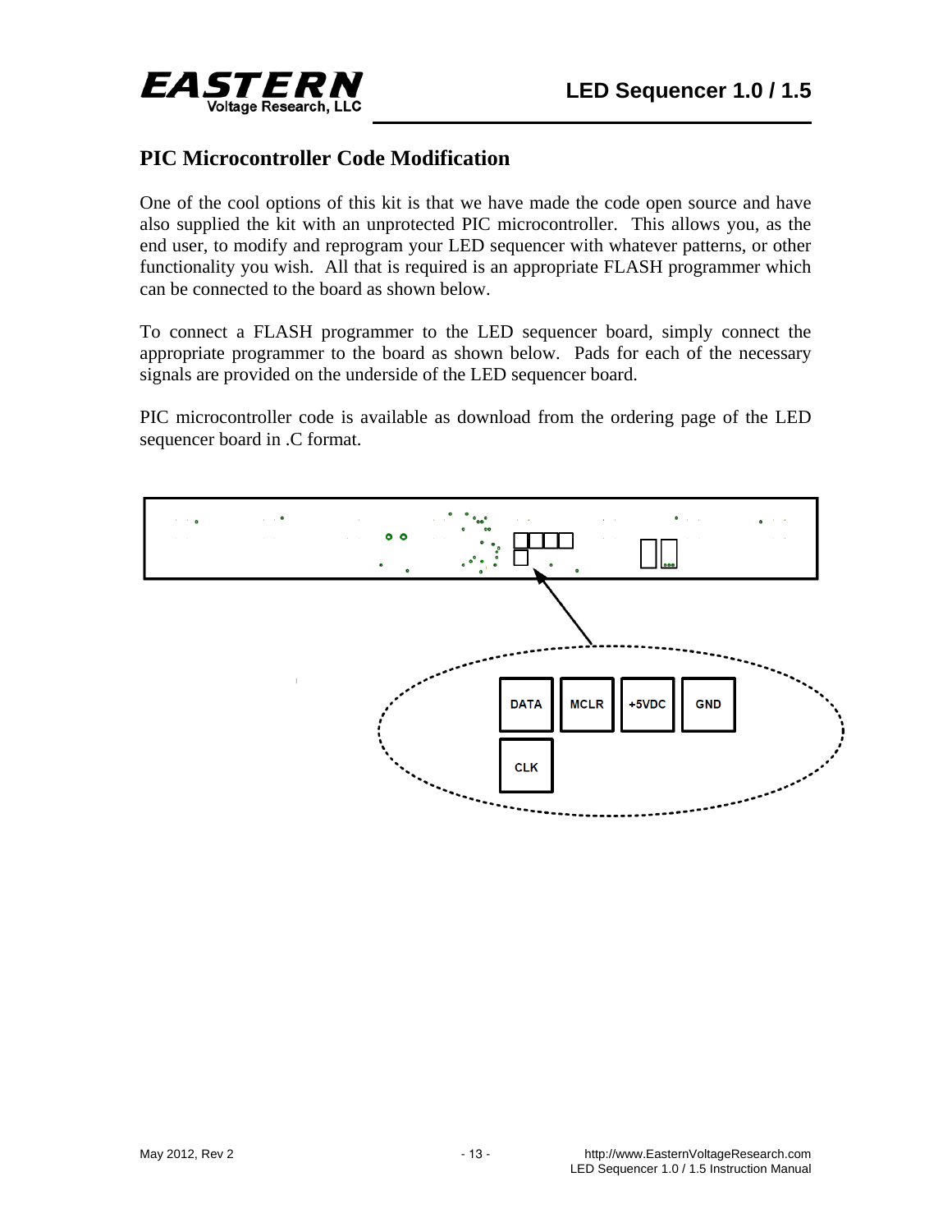## PIC Microcontroller Code Modification

One of the cool options of this kit is that we have made the code open source and have also supplied the kit with an unprotected PIC microcontroller. This allows you, as the end user, to modify and reprogram your LED sequencer with whatever patterns, or other functionality you wish. All that is required is an appropriate FLASH programmer which can be connected to the board as shown below.

To connect a FLASH programmer to the LED sequencer board, simply connect the appropriate programmer to the board as shown below. Pads for each of the necessary signals are provided on the underside of the LED sequencer board.

PIC microcontroller code is available as download from the ordering page of the LED sequencer board in .C format.

DATA MCLR +5VDC GND

CLK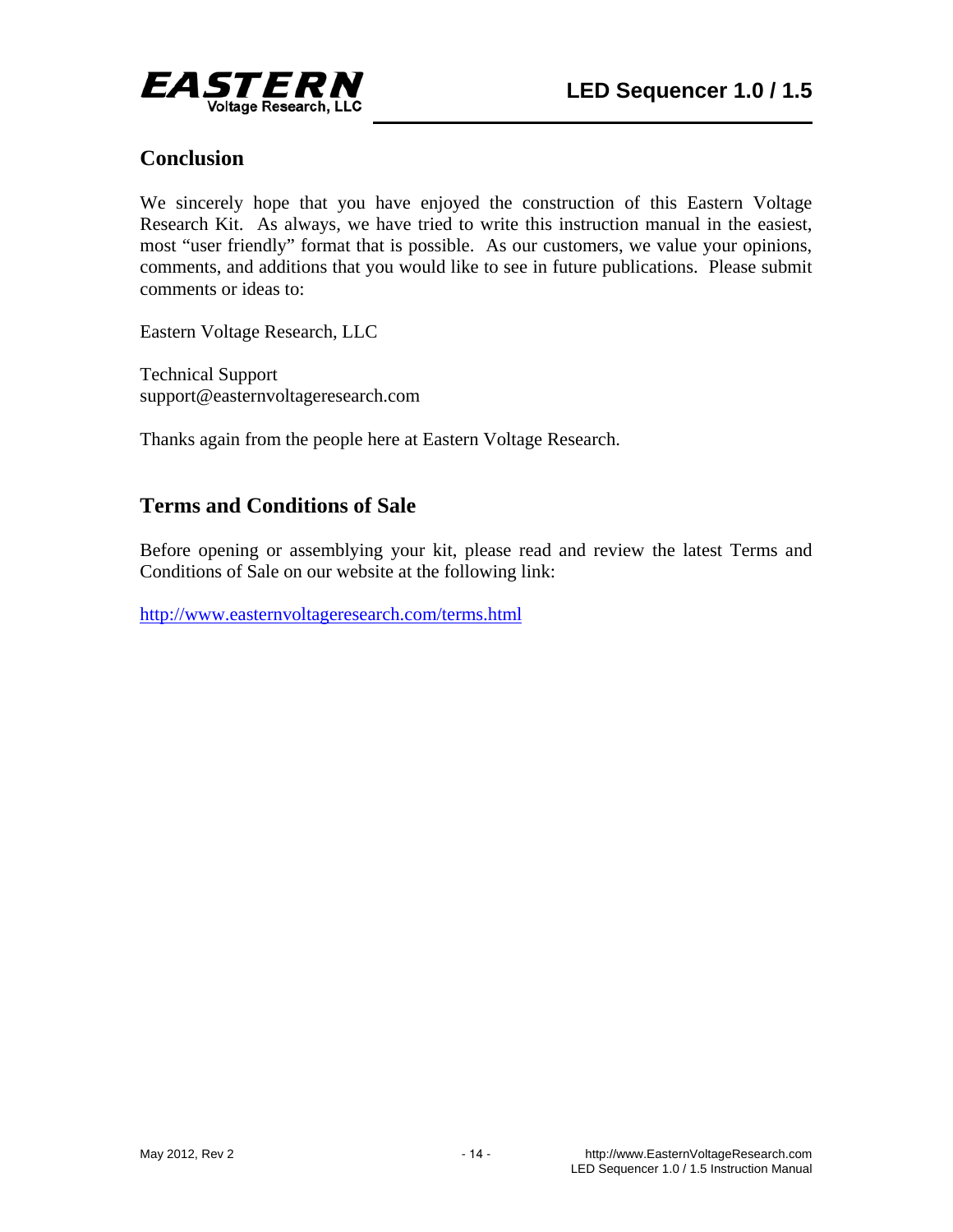## Conclusion

We sincerely hope that you have enjoyed the construction of this Eastern Voltage Research Kit. As always, we have tried to write this instruction manual in the easiest, most "user friendly" format that is possible. As our customers, we value your opinions, comments, and additions that you would like to see in future publications. Please submit comments or ideas to:

Eastern Voltage Research, LLC

Technical Support
support@easternvoltageresearch.com

Thanks again from the people here at Eastern Voltage Research.

## Terms and Conditions of Sale

Before opening or assemblying your kit, please read and review the latest Terms and Conditions of Sale on our website at the following link:

http://www.easternvoltageresearch.com/terms.html